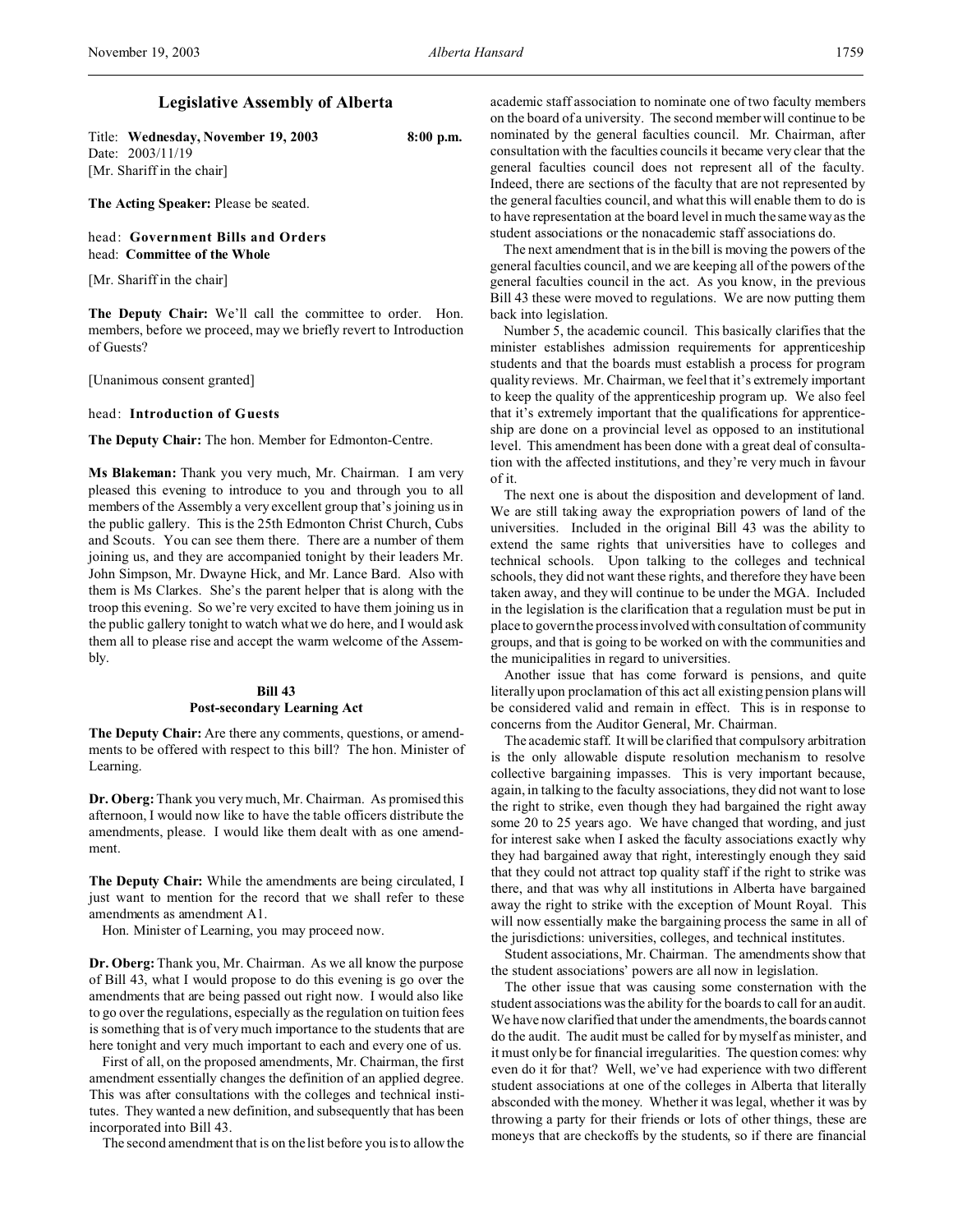# Legislative Assembly of Alberta

Title: **Wednesday, November 19, 2003** 8:00 p.m.
Date: 2003/11/19
[Mr. Shariff in the chair]

**The Acting Speaker:** Please be seated.

head: **Government Bills and Orders**
head: **Committee of the Whole**

[Mr. Shariff in the chair]

**The Deputy Chair:** We'll call the committee to order. Hon. members, before we proceed, may we briefly revert to Introduction of Guests?

[Unanimous consent granted]

head: **Introduction of Guests**

**The Deputy Chair:** The hon. Member for Edmonton-Centre.

**Ms Blakeman:** Thank you very much, Mr. Chairman. I am very pleased this evening to introduce to you and through you to all members of the Assembly a very excellent group that's joining us in the public gallery. This is the 25th Edmonton Christ Church, Cubs and Scouts. You can see them there. There are a number of them joining us, and they are accompanied tonight by their leaders Mr. John Simpson, Mr. Dwayne Hick, and Mr. Lance Bard. Also with them is Ms Clarkes. She's the parent helper that is along with the troop this evening. So we're very excited to have them joining us in the public gallery tonight to watch what we do here, and I would ask them all to please rise and accept the warm welcome of the Assembly.

### Bill 43
### Post-secondary Learning Act

**The Deputy Chair:** Are there any comments, questions, or amendments to be offered with respect to this bill? The hon. Minister of Learning.

**Dr. Oberg:** Thank you very much, Mr. Chairman. As promised this afternoon, I would now like to have the table officers distribute the amendments, please. I would like them dealt with as one amendment.

**The Deputy Chair:** While the amendments are being circulated, I just want to mention for the record that we shall refer to these amendments as amendment A1.

Hon. Minister of Learning, you may proceed now.

**Dr. Oberg:** Thank you, Mr. Chairman. As we all know the purpose of Bill 43, what I would propose to do this evening is go over the amendments that are being passed out right now. I would also like to go over the regulations, especially as the regulation on tuition fees is something that is of very much importance to the students that are here tonight and very much important to each and every one of us.

First of all, on the proposed amendments, Mr. Chairman, the first amendment essentially changes the definition of an applied degree. This was after consultations with the colleges and technical institutes. They wanted a new definition, and subsequently that has been incorporated into Bill 43.

The second amendment that is on the list before you is to allow the academic staff association to nominate one of two faculty members on the board of a university. The second member will continue to be nominated by the general faculties council. Mr. Chairman, after consultation with the faculties councils it became very clear that the general faculties council does not represent all of the faculty. Indeed, there are sections of the faculty that are not represented by the general faculties council, and what this will enable them to do is to have representation at the board level in much the same way as the student associations or the nonacademic staff associations do.

The next amendment that is in the bill is moving the powers of the general faculties council, and we are keeping all of the powers of the general faculties council in the act. As you know, in the previous Bill 43 these were moved to regulations. We are now putting them back into legislation.

Number 5, the academic council. This basically clarifies that the minister establishes admission requirements for apprenticeship students and that the boards must establish a process for program quality reviews. Mr. Chairman, we feel that it's extremely important to keep the quality of the apprenticeship program up. We also feel that it's extremely important that the qualifications for apprenticeship are done on a provincial level as opposed to an institutional level. This amendment has been done with a great deal of consultation with the affected institutions, and they're very much in favour of it.

The next one is about the disposition and development of land. We are still taking away the expropriation powers of land of the universities. Included in the original Bill 43 was the ability to extend the same rights that universities have to colleges and technical schools. Upon talking to the colleges and technical schools, they did not want these rights, and therefore they have been taken away, and they will continue to be under the MGA. Included in the legislation is the clarification that a regulation must be put in place to govern the process involved with consultation of community groups, and that is going to be worked on with the communities and the municipalities in regard to universities.

Another issue that has come forward is pensions, and quite literally upon proclamation of this act all existing pension plans will be considered valid and remain in effect. This is in response to concerns from the Auditor General, Mr. Chairman.

The academic staff. It will be clarified that compulsory arbitration is the only allowable dispute resolution mechanism to resolve collective bargaining impasses. This is very important because, again, in talking to the faculty associations, they did not want to lose the right to strike, even though they had bargained the right away some 20 to 25 years ago. We have changed that wording, and just for interest sake when I asked the faculty associations exactly why they had bargained away that right, interestingly enough they said that they could not attract top quality staff if the right to strike was there, and that was why all institutions in Alberta have bargained away the right to strike with the exception of Mount Royal. This will now essentially make the bargaining process the same in all of the jurisdictions: universities, colleges, and technical institutes.

Student associations, Mr. Chairman. The amendments show that the student associations' powers are all now in legislation.

The other issue that was causing some consternation with the student associations was the ability for the boards to call for an audit. We have now clarified that under the amendments, the boards cannot do the audit. The audit must be called for by myself as minister, and it must only be for financial irregularities. The question comes: why even do it for that? Well, we've had experience with two different student associations at one of the colleges in Alberta that literally absconded with the money. Whether it was legal, whether it was by throwing a party for their friends or lots of other things, these are moneys that are checkoffs by the students, so if there are financial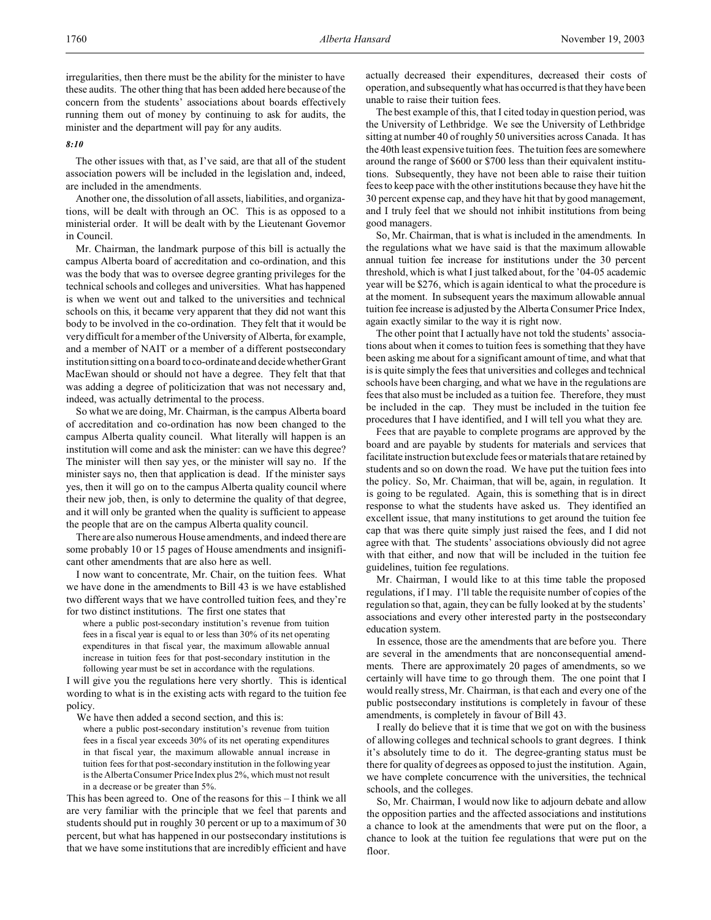irregularities, then there must be the ability for the minister to have these audits. The other thing that has been added here because of the concern from the students' associations about boards effectively running them out of money by continuing to ask for audits, the minister and the department will pay for any audits.

*8:10*

The other issues with that, as I've said, are that all of the student association powers will be included in the legislation and, indeed, are included in the amendments.

Another one, the dissolution of all assets, liabilities, and organizations, will be dealt with through an OC. This is as opposed to a ministerial order. It will be dealt with by the Lieutenant Governor in Council.

Mr. Chairman, the landmark purpose of this bill is actually the campus Alberta board of accreditation and co-ordination, and this was the body that was to oversee degree granting privileges for the technical schools and colleges and universities. What has happened is when we went out and talked to the universities and technical schools on this, it became very apparent that they did not want this body to be involved in the co-ordination. They felt that it would be very difficult for a member of the University of Alberta, for example, and a member of NAIT or a member of a different postsecondary institution sitting on a board to co-ordinate and decide whether Grant MacEwan should or should not have a degree. They felt that that was adding a degree of politicization that was not necessary and, indeed, was actually detrimental to the process.

So what we are doing, Mr. Chairman, is the campus Alberta board of accreditation and co-ordination has now been changed to the campus Alberta quality council. What literally will happen is an institution will come and ask the minister: can we have this degree? The minister will then say yes, or the minister will say no. If the minister says no, then that application is dead. If the minister says yes, then it will go on to the campus Alberta quality council where their new job, then, is only to determine the quality of that degree, and it will only be granted when the quality is sufficient to appease the people that are on the campus Alberta quality council.

There are also numerous House amendments, and indeed there are some probably 10 or 15 pages of House amendments and insignificant other amendments that are also here as well.

I now want to concentrate, Mr. Chair, on the tuition fees. What we have done in the amendments to Bill 43 is we have established two different ways that we have controlled tuition fees, and they're for two distinct institutions. The first one states that

> where a public post-secondary institution's revenue from tuition fees in a fiscal year is equal to or less than 30% of its net operating expenditures in that fiscal year, the maximum allowable annual increase in tuition fees for that post-secondary institution in the following year must be set in accordance with the regulations.

I will give you the regulations here very shortly. This is identical wording to what is in the existing acts with regard to the tuition fee policy.

We have then added a second section, and this is:

> where a public post-secondary institution's revenue from tuition fees in a fiscal year exceeds 30% of its net operating expenditures in that fiscal year, the maximum allowable annual increase in tuition fees for that post-secondary institution in the following year is the Alberta Consumer Price Index plus 2%, which must not result in a decrease or be greater than 5%.

This has been agreed to. One of the reasons for this – I think we all are very familiar with the principle that we feel that parents and students should put in roughly 30 percent or up to a maximum of 30 percent, but what has happened in our postsecondary institutions is that we have some institutions that are incredibly efficient and have actually decreased their expenditures, decreased their costs of operation, and subsequently what has occurred is that they have been unable to raise their tuition fees.

The best example of this, that I cited today in question period, was the University of Lethbridge. We see the University of Lethbridge sitting at number 40 of roughly 50 universities across Canada. It has the 40th least expensive tuition fees. The tuition fees are somewhere around the range of $600 or $700 less than their equivalent institutions. Subsequently, they have not been able to raise their tuition fees to keep pace with the other institutions because they have hit the 30 percent expense cap, and they have hit that by good management, and I truly feel that we should not inhibit institutions from being good managers.

So, Mr. Chairman, that is what is included in the amendments. In the regulations what we have said is that the maximum allowable annual tuition fee increase for institutions under the 30 percent threshold, which is what I just talked about, for the '04-05 academic year will be $276, which is again identical to what the procedure is at the moment. In subsequent years the maximum allowable annual tuition fee increase is adjusted by the Alberta Consumer Price Index, again exactly similar to the way it is right now.

The other point that I actually have not told the students' associations about when it comes to tuition fees is something that they have been asking me about for a significant amount of time, and what that is is quite simply the fees that universities and colleges and technical schools have been charging, and what we have in the regulations are fees that also must be included as a tuition fee. Therefore, they must be included in the cap. They must be included in the tuition fee procedures that I have identified, and I will tell you what they are.

Fees that are payable to complete programs are approved by the board and are payable by students for materials and services that facilitate instruction but exclude fees or materials that are retained by students and so on down the road. We have put the tuition fees into the policy. So, Mr. Chairman, that will be, again, in regulation. It is going to be regulated. Again, this is something that is in direct response to what the students have asked us. They identified an excellent issue, that many institutions to get around the tuition fee cap that was there quite simply just raised the fees, and I did not agree with that. The students' associations obviously did not agree with that either, and now that will be included in the tuition fee guidelines, tuition fee regulations.

Mr. Chairman, I would like to at this time table the proposed regulations, if I may. I'll table the requisite number of copies of the regulation so that, again, they can be fully looked at by the students' associations and every other interested party in the postsecondary education system.

In essence, those are the amendments that are before you. There are several in the amendments that are nonconsequential amendments. There are approximately 20 pages of amendments, so we certainly will have time to go through them. The one point that I would really stress, Mr. Chairman, is that each and every one of the public postsecondary institutions is completely in favour of these amendments, is completely in favour of Bill 43.

I really do believe that it is time that we got on with the business of allowing colleges and technical schools to grant degrees. I think it's absolutely time to do it. The degree-granting status must be there for quality of degrees as opposed to just the institution. Again, we have complete concurrence with the universities, the technical schools, and the colleges.

So, Mr. Chairman, I would now like to adjourn debate and allow the opposition parties and the affected associations and institutions a chance to look at the amendments that were put on the floor, a chance to look at the tuition fee regulations that were put on the floor.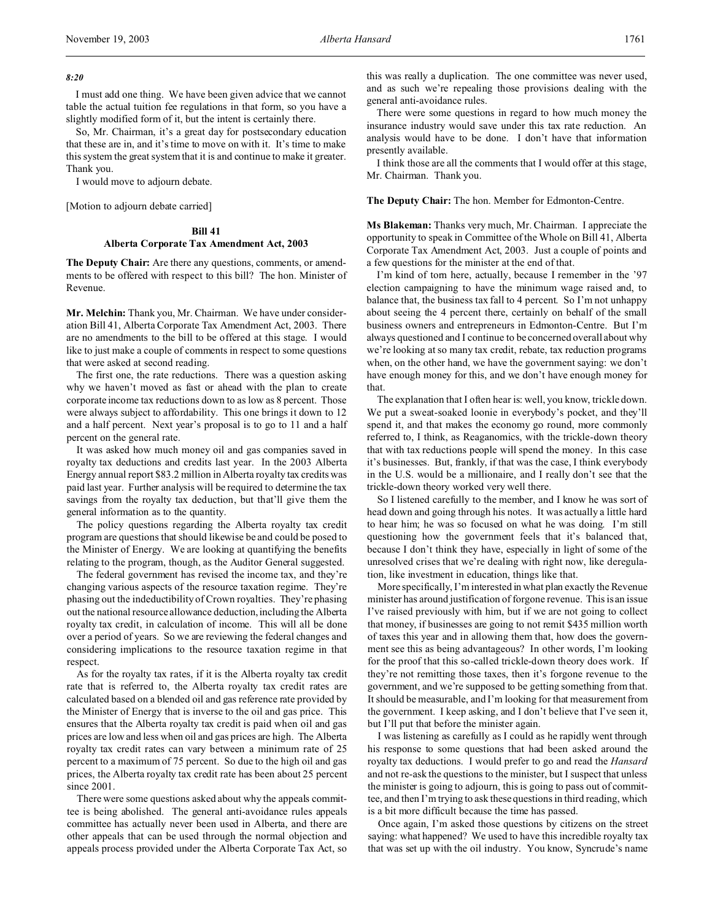*8:20*

I must add one thing. We have been given advice that we cannot table the actual tuition fee regulations in that form, so you have a slightly modified form of it, but the intent is certainly there.

So, Mr. Chairman, it's a great day for postsecondary education that these are in, and it's time to move on with it. It's time to make this system the great system that it is and continue to make it greater. Thank you.

I would move to adjourn debate.

[Motion to adjourn debate carried]

## Bill 41
## Alberta Corporate Tax Amendment Act, 2003

**The Deputy Chair:** Are there any questions, comments, or amendments to be offered with respect to this bill? The hon. Minister of Revenue.

**Mr. Melchin:** Thank you, Mr. Chairman. We have under consideration Bill 41, Alberta Corporate Tax Amendment Act, 2003. There are no amendments to the bill to be offered at this stage. I would like to just make a couple of comments in respect to some questions that were asked at second reading.

The first one, the rate reductions. There was a question asking why we haven't moved as fast or ahead with the plan to create corporate income tax reductions down to as low as 8 percent. Those were always subject to affordability. This one brings it down to 12 and a half percent. Next year's proposal is to go to 11 and a half percent on the general rate.

It was asked how much money oil and gas companies saved in royalty tax deductions and credits last year. In the 2003 Alberta Energy annual report $83.2 million in Alberta royalty tax credits was paid last year. Further analysis will be required to determine the tax savings from the royalty tax deduction, but that'll give them the general information as to the quantity.

The policy questions regarding the Alberta royalty tax credit program are questions that should likewise be and could be posed to the Minister of Energy. We are looking at quantifying the benefits relating to the program, though, as the Auditor General suggested.

The federal government has revised the income tax, and they're changing various aspects of the resource taxation regime. They're phasing out the indeductibility of Crown royalties. They're phasing out the national resource allowance deduction, including the Alberta royalty tax credit, in calculation of income. This will all be done over a period of years. So we are reviewing the federal changes and considering implications to the resource taxation regime in that respect.

As for the royalty tax rates, if it is the Alberta royalty tax credit rate that is referred to, the Alberta royalty tax credit rates are calculated based on a blended oil and gas reference rate provided by the Minister of Energy that is inverse to the oil and gas price. This ensures that the Alberta royalty tax credit is paid when oil and gas prices are low and less when oil and gas prices are high. The Alberta royalty tax credit rates can vary between a minimum rate of 25 percent to a maximum of 75 percent. So due to the high oil and gas prices, the Alberta royalty tax credit rate has been about 25 percent since 2001.

There were some questions asked about why the appeals committee is being abolished. The general anti-avoidance rules appeals committee has actually never been used in Alberta, and there are other appeals that can be used through the normal objection and appeals process provided under the Alberta Corporate Tax Act, so this was really a duplication. The one committee was never used, and as such we're repealing those provisions dealing with the general anti-avoidance rules.

There were some questions in regard to how much money the insurance industry would save under this tax rate reduction. An analysis would have to be done. I don't have that information presently available.

I think those are all the comments that I would offer at this stage, Mr. Chairman. Thank you.

**The Deputy Chair:** The hon. Member for Edmonton-Centre.

**Ms Blakeman:** Thanks very much, Mr. Chairman. I appreciate the opportunity to speak in Committee of the Whole on Bill 41, Alberta Corporate Tax Amendment Act, 2003. Just a couple of points and a few questions for the minister at the end of that.

I'm kind of torn here, actually, because I remember in the '97 election campaigning to have the minimum wage raised and, to balance that, the business tax fall to 4 percent. So I'm not unhappy about seeing the 4 percent there, certainly on behalf of the small business owners and entrepreneurs in Edmonton-Centre. But I'm always questioned and I continue to be concerned overall about why we're looking at so many tax credit, rebate, tax reduction programs when, on the other hand, we have the government saying: we don't have enough money for this, and we don't have enough money for that.

The explanation that I often hear is: well, you know, trickle down. We put a sweat-soaked loonie in everybody's pocket, and they'll spend it, and that makes the economy go round, more commonly referred to, I think, as Reaganomics, with the trickle-down theory that with tax reductions people will spend the money. In this case it's businesses. But, frankly, if that was the case, I think everybody in the U.S. would be a millionaire, and I really don't see that the trickle-down theory worked very well there.

So I listened carefully to the member, and I know he was sort of head down and going through his notes. It was actually a little hard to hear him; he was so focused on what he was doing. I'm still questioning how the government feels that it's balanced that, because I don't think they have, especially in light of some of the unresolved crises that we're dealing with right now, like deregulation, like investment in education, things like that.

More specifically, I'm interested in what plan exactly the Revenue minister has around justification of forgone revenue. This is an issue I've raised previously with him, but if we are not going to collect that money, if businesses are going to not remit $435 million worth of taxes this year and in allowing them that, how does the government see this as being advantageous? In other words, I'm looking for the proof that this so-called trickle-down theory does work. If they're not remitting those taxes, then it's forgone revenue to the government, and we're supposed to be getting something from that. It should be measurable, and I'm looking for that measurement from the government. I keep asking, and I don't believe that I've seen it, but I'll put that before the minister again.

I was listening as carefully as I could as he rapidly went through his response to some questions that had been asked around the royalty tax deductions. I would prefer to go and read the *Hansard* and not re-ask the questions to the minister, but I suspect that unless the minister is going to adjourn, this is going to pass out of committee, and then I'm trying to ask these questions in third reading, which is a bit more difficult because the time has passed.

Once again, I'm asked those questions by citizens on the street saying: what happened? We used to have this incredible royalty tax that was set up with the oil industry. You know, Syncrude's name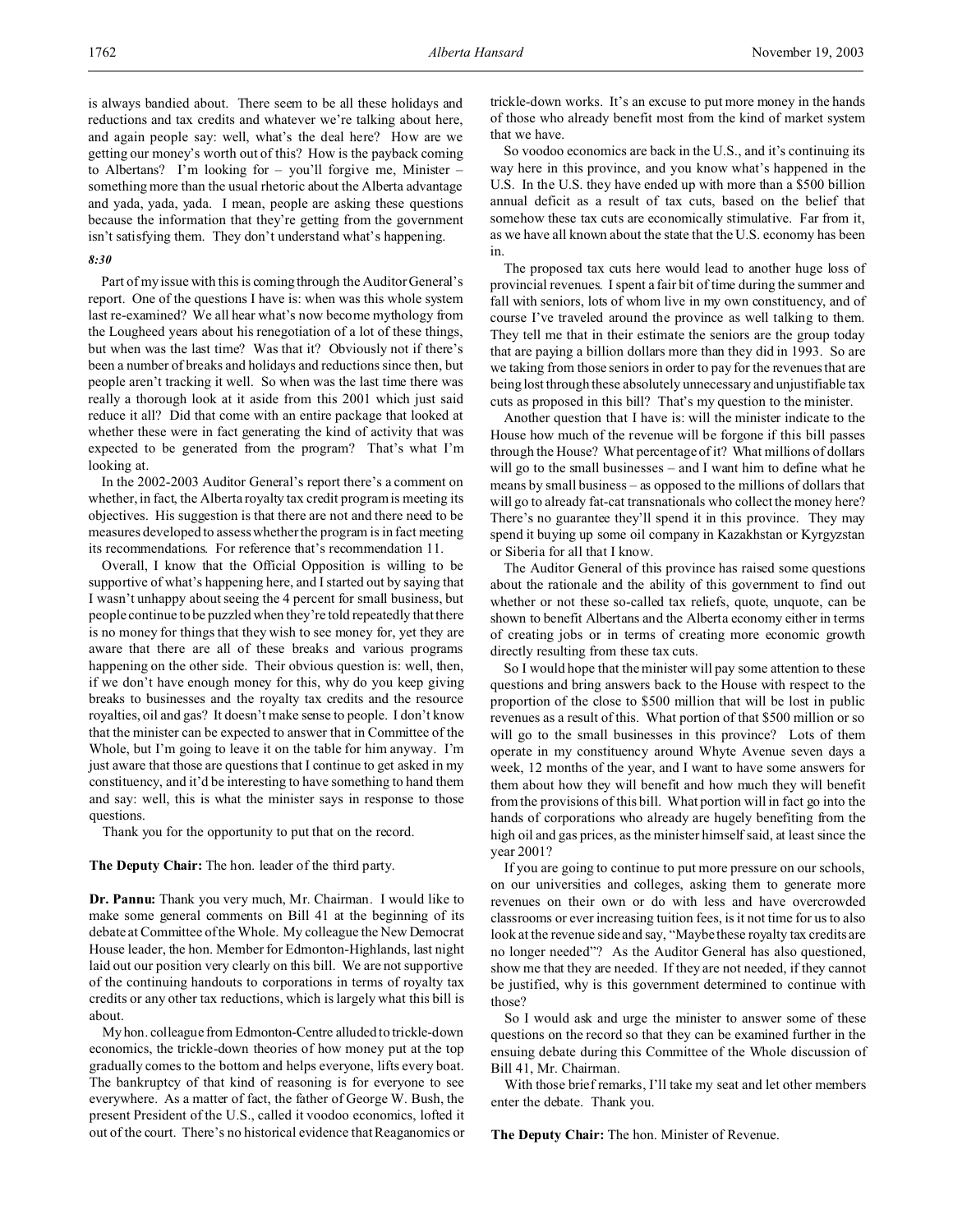is always bandied about. There seem to be all these holidays and reductions and tax credits and whatever we're talking about here, and again people say: well, what's the deal here? How are we getting our money's worth out of this? How is the payback coming to Albertans? I'm looking for – you'll forgive me, Minister – something more than the usual rhetoric about the Alberta advantage and yada, yada, yada. I mean, people are asking these questions because the information that they're getting from the government isn't satisfying them. They don't understand what's happening.

*8:30*

Part of my issue with this is coming through the Auditor General's report. One of the questions I have is: when was this whole system last re-examined? We all hear what's now become mythology from the Lougheed years about his renegotiation of a lot of these things, but when was the last time? Was that it? Obviously not if there's been a number of breaks and holidays and reductions since then, but people aren't tracking it well. So when was the last time there was really a thorough look at it aside from this 2001 which just said reduce it all? Did that come with an entire package that looked at whether these were in fact generating the kind of activity that was expected to be generated from the program? That's what I'm looking at.

In the 2002-2003 Auditor General's report there's a comment on whether, in fact, the Alberta royalty tax credit program is meeting its objectives. His suggestion is that there are not and there need to be measures developed to assess whether the program is in fact meeting its recommendations. For reference that's recommendation 11.

Overall, I know that the Official Opposition is willing to be supportive of what's happening here, and I started out by saying that I wasn't unhappy about seeing the 4 percent for small business, but people continue to be puzzled when they're told repeatedly that there is no money for things that they wish to see money for, yet they are aware that there are all of these breaks and various programs happening on the other side. Their obvious question is: well, then, if we don't have enough money for this, why do you keep giving breaks to businesses and the royalty tax credits and the resource royalties, oil and gas? It doesn't make sense to people. I don't know that the minister can be expected to answer that in Committee of the Whole, but I'm going to leave it on the table for him anyway. I'm just aware that those are questions that I continue to get asked in my constituency, and it'd be interesting to have something to hand them and say: well, this is what the minister says in response to those questions.

Thank you for the opportunity to put that on the record.

**The Deputy Chair:** The hon. leader of the third party.

**Dr. Pannu:** Thank you very much, Mr. Chairman. I would like to make some general comments on Bill 41 at the beginning of its debate at Committee of the Whole. My colleague the New Democrat House leader, the hon. Member for Edmonton-Highlands, last night laid out our position very clearly on this bill. We are not supportive of the continuing handouts to corporations in terms of royalty tax credits or any other tax reductions, which is largely what this bill is about.

My hon. colleague from Edmonton-Centre alluded to trickle-down economics, the trickle-down theories of how money put at the top gradually comes to the bottom and helps everyone, lifts every boat. The bankruptcy of that kind of reasoning is for everyone to see everywhere. As a matter of fact, the father of George W. Bush, the present President of the U.S., called it voodoo economics, lofted it out of the court. There's no historical evidence that Reaganomics or trickle-down works. It's an excuse to put more money in the hands of those who already benefit most from the kind of market system that we have.

So voodoo economics are back in the U.S., and it's continuing its way here in this province, and you know what's happened in the U.S. In the U.S. they have ended up with more than a $500 billion annual deficit as a result of tax cuts, based on the belief that somehow these tax cuts are economically stimulative. Far from it, as we have all known about the state that the U.S. economy has been in.

The proposed tax cuts here would lead to another huge loss of provincial revenues. I spent a fair bit of time during the summer and fall with seniors, lots of whom live in my own constituency, and of course I've traveled around the province as well talking to them. They tell me that in their estimate the seniors are the group today that are paying a billion dollars more than they did in 1993. So are we taking from those seniors in order to pay for the revenues that are being lost through these absolutely unnecessary and unjustifiable tax cuts as proposed in this bill? That's my question to the minister.

Another question that I have is: will the minister indicate to the House how much of the revenue will be forgone if this bill passes through the House? What percentage of it? What millions of dollars will go to the small businesses – and I want him to define what he means by small business – as opposed to the millions of dollars that will go to already fat-cat transnationals who collect the money here? There's no guarantee they'll spend it in this province. They may spend it buying up some oil company in Kazakhstan or Kyrgyzstan or Siberia for all that I know.

The Auditor General of this province has raised some questions about the rationale and the ability of this government to find out whether or not these so-called tax reliefs, quote, unquote, can be shown to benefit Albertans and the Alberta economy either in terms of creating jobs or in terms of creating more economic growth directly resulting from these tax cuts.

So I would hope that the minister will pay some attention to these questions and bring answers back to the House with respect to the proportion of the close to $500 million that will be lost in public revenues as a result of this. What portion of that $500 million or so will go to the small businesses in this province? Lots of them operate in my constituency around Whyte Avenue seven days a week, 12 months of the year, and I want to have some answers for them about how they will benefit and how much they will benefit from the provisions of this bill. What portion will in fact go into the hands of corporations who already are hugely benefiting from the high oil and gas prices, as the minister himself said, at least since the year 2001?

If you are going to continue to put more pressure on our schools, on our universities and colleges, asking them to generate more revenues on their own or do with less and have overcrowded classrooms or ever increasing tuition fees, is it not time for us to also look at the revenue side and say, "Maybe these royalty tax credits are no longer needed"? As the Auditor General has also questioned, show me that they are needed. If they are not needed, if they cannot be justified, why is this government determined to continue with those?

So I would ask and urge the minister to answer some of these questions on the record so that they can be examined further in the ensuing debate during this Committee of the Whole discussion of Bill 41, Mr. Chairman.

With those brief remarks, I'll take my seat and let other members enter the debate. Thank you.

**The Deputy Chair:** The hon. Minister of Revenue.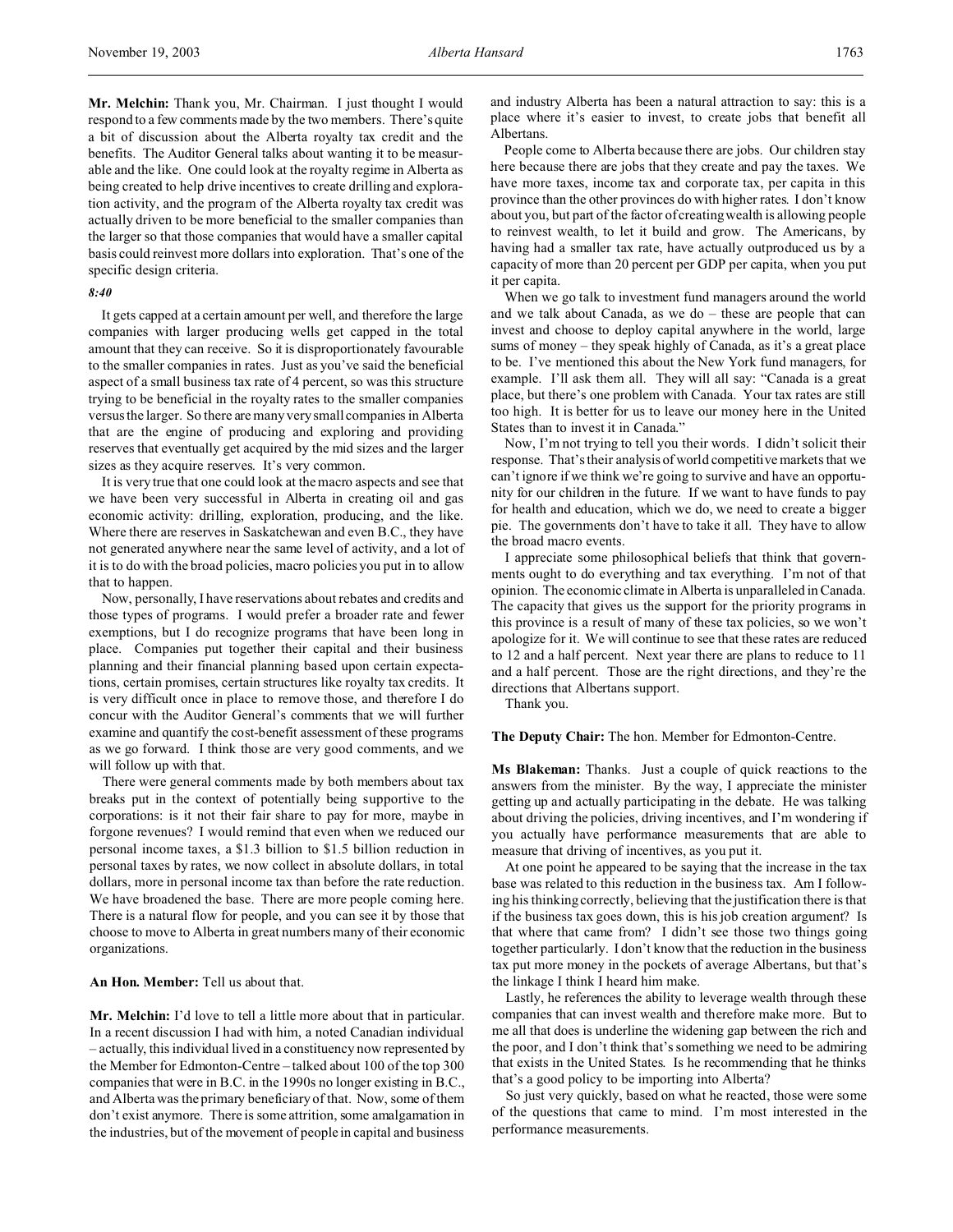**Mr. Melchin:** Thank you, Mr. Chairman. I just thought I would respond to a few comments made by the two members. There's quite a bit of discussion about the Alberta royalty tax credit and the benefits. The Auditor General talks about wanting it to be measurable and the like. One could look at the royalty regime in Alberta as being created to help drive incentives to create drilling and exploration activity, and the program of the Alberta royalty tax credit was actually driven to be more beneficial to the smaller companies than the larger so that those companies that would have a smaller capital basis could reinvest more dollars into exploration. That's one of the specific design criteria.

*8:40*

It gets capped at a certain amount per well, and therefore the large companies with larger producing wells get capped in the total amount that they can receive. So it is disproportionately favourable to the smaller companies in rates. Just as you've said the beneficial aspect of a small business tax rate of 4 percent, so was this structure trying to be beneficial in the royalty rates to the smaller companies versus the larger. So there are many very small companies in Alberta that are the engine of producing and exploring and providing reserves that eventually get acquired by the mid sizes and the larger sizes as they acquire reserves. It's very common.

It is very true that one could look at the macro aspects and see that we have been very successful in Alberta in creating oil and gas economic activity: drilling, exploration, producing, and the like. Where there are reserves in Saskatchewan and even B.C., they have not generated anywhere near the same level of activity, and a lot of it is to do with the broad policies, macro policies you put in to allow that to happen.

Now, personally, I have reservations about rebates and credits and those types of programs. I would prefer a broader rate and fewer exemptions, but I do recognize programs that have been long in place. Companies put together their capital and their business planning and their financial planning based upon certain expectations, certain promises, certain structures like royalty tax credits. It is very difficult once in place to remove those, and therefore I do concur with the Auditor General's comments that we will further examine and quantify the cost-benefit assessment of these programs as we go forward. I think those are very good comments, and we will follow up with that.

There were general comments made by both members about tax breaks put in the context of potentially being supportive to the corporations: is it not their fair share to pay for more, maybe in forgone revenues? I would remind that even when we reduced our personal income taxes, a $1.3 billion to $1.5 billion reduction in personal taxes by rates, we now collect in absolute dollars, in total dollars, more in personal income tax than before the rate reduction. We have broadened the base. There are more people coming here. There is a natural flow for people, and you can see it by those that choose to move to Alberta in great numbers many of their economic organizations.

**An Hon. Member:** Tell us about that.

**Mr. Melchin:** I'd love to tell a little more about that in particular. In a recent discussion I had with him, a noted Canadian individual – actually, this individual lived in a constituency now represented by the Member for Edmonton-Centre – talked about 100 of the top 300 companies that were in B.C. in the 1990s no longer existing in B.C., and Alberta was the primary beneficiary of that. Now, some of them don't exist anymore. There is some attrition, some amalgamation in the industries, but of the movement of people in capital and business and industry Alberta has been a natural attraction to say: this is a place where it's easier to invest, to create jobs that benefit all Albertans.

People come to Alberta because there are jobs. Our children stay here because there are jobs that they create and pay the taxes. We have more taxes, income tax and corporate tax, per capita in this province than the other provinces do with higher rates. I don't know about you, but part of the factor of creating wealth is allowing people to reinvest wealth, to let it build and grow. The Americans, by having had a smaller tax rate, have actually outproduced us by a capacity of more than 20 percent per GDP per capita, when you put it per capita.

When we go talk to investment fund managers around the world and we talk about Canada, as we do – these are people that can invest and choose to deploy capital anywhere in the world, large sums of money – they speak highly of Canada, as it's a great place to be. I've mentioned this about the New York fund managers, for example. I'll ask them all. They will all say: "Canada is a great place, but there's one problem with Canada. Your tax rates are still too high. It is better for us to leave our money here in the United States than to invest it in Canada."

Now, I'm not trying to tell you their words. I didn't solicit their response. That's their analysis of world competitive markets that we can't ignore if we think we're going to survive and have an opportunity for our children in the future. If we want to have funds to pay for health and education, which we do, we need to create a bigger pie. The governments don't have to take it all. They have to allow the broad macro events.

I appreciate some philosophical beliefs that think that governments ought to do everything and tax everything. I'm not of that opinion. The economic climate in Alberta is unparalleled in Canada. The capacity that gives us the support for the priority programs in this province is a result of many of these tax policies, so we won't apologize for it. We will continue to see that these rates are reduced to 12 and a half percent. Next year there are plans to reduce to 11 and a half percent. Those are the right directions, and they're the directions that Albertans support.

Thank you.

**The Deputy Chair:** The hon. Member for Edmonton-Centre.

**Ms Blakeman:** Thanks. Just a couple of quick reactions to the answers from the minister. By the way, I appreciate the minister getting up and actually participating in the debate. He was talking about driving the policies, driving incentives, and I'm wondering if you actually have performance measurements that are able to measure that driving of incentives, as you put it.

At one point he appeared to be saying that the increase in the tax base was related to this reduction in the business tax. Am I following his thinking correctly, believing that the justification there is that if the business tax goes down, this is his job creation argument? Is that where that came from? I didn't see those two things going together particularly. I don't know that the reduction in the business tax put more money in the pockets of average Albertans, but that's the linkage I think I heard him make.

Lastly, he references the ability to leverage wealth through these companies that can invest wealth and therefore make more. But to me all that does is underline the widening gap between the rich and the poor, and I don't think that's something we need to be admiring that exists in the United States. Is he recommending that he thinks that's a good policy to be importing into Alberta?

So just very quickly, based on what he reacted, those were some of the questions that came to mind. I'm most interested in the performance measurements.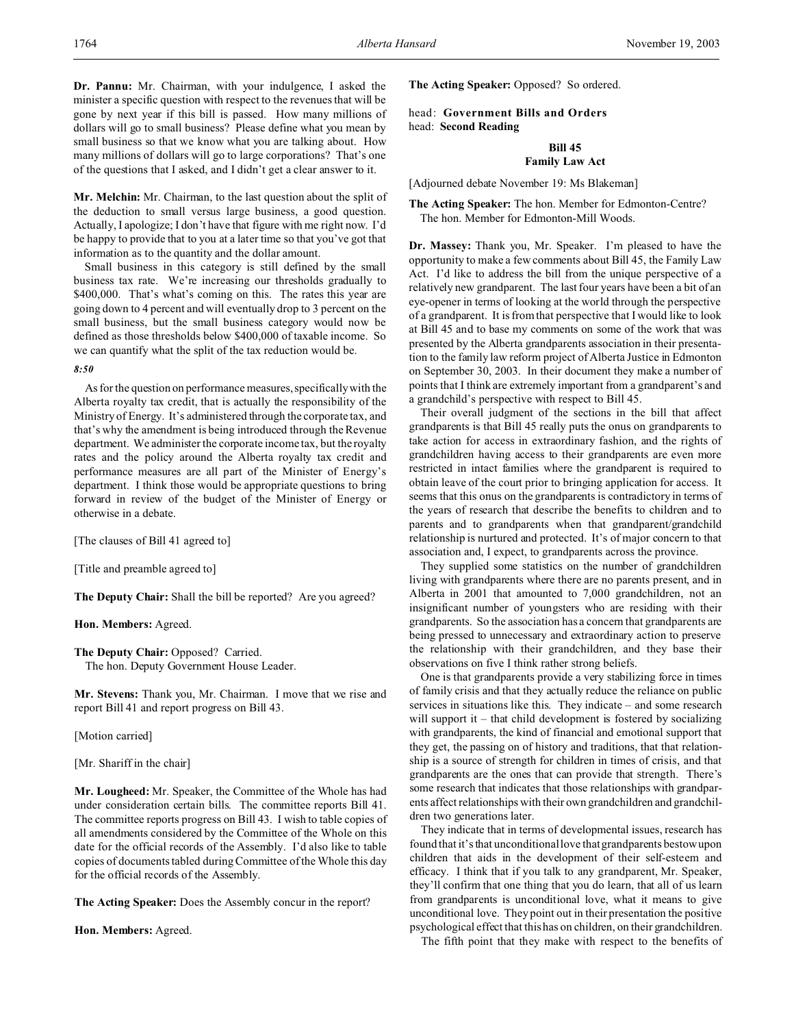**Dr. Pannu:** Mr. Chairman, with your indulgence, I asked the minister a specific question with respect to the revenues that will be gone by next year if this bill is passed. How many millions of dollars will go to small business? Please define what you mean by small business so that we know what you are talking about. How many millions of dollars will go to large corporations? That's one of the questions that I asked, and I didn't get a clear answer to it.

**Mr. Melchin:** Mr. Chairman, to the last question about the split of the deduction to small versus large business, a good question. Actually, I apologize; I don't have that figure with me right now. I'd be happy to provide that to you at a later time so that you've got that information as to the quantity and the dollar amount.

Small business in this category is still defined by the small business tax rate. We're increasing our thresholds gradually to $400,000. That's what's coming on this. The rates this year are going down to 4 percent and will eventually drop to 3 percent on the small business, but the small business category would now be defined as those thresholds below $400,000 of taxable income. So we can quantify what the split of the tax reduction would be.

*8:50*

As for the question on performance measures, specifically with the Alberta royalty tax credit, that is actually the responsibility of the Ministry of Energy. It's administered through the corporate tax, and that's why the amendment is being introduced through the Revenue department. We administer the corporate income tax, but the royalty rates and the policy around the Alberta royalty tax credit and performance measures are all part of the Minister of Energy's department. I think those would be appropriate questions to bring forward in review of the budget of the Minister of Energy or otherwise in a debate.

[The clauses of Bill 41 agreed to]

[Title and preamble agreed to]

**The Deputy Chair:** Shall the bill be reported? Are you agreed?

**Hon. Members:** Agreed.

**The Deputy Chair:** Opposed? Carried.
The hon. Deputy Government House Leader.

**Mr. Stevens:** Thank you, Mr. Chairman. I move that we rise and report Bill 41 and report progress on Bill 43.

[Motion carried]

[Mr. Shariff in the chair]

**Mr. Lougheed:** Mr. Speaker, the Committee of the Whole has had under consideration certain bills. The committee reports Bill 41. The committee reports progress on Bill 43. I wish to table copies of all amendments considered by the Committee of the Whole on this date for the official records of the Assembly. I'd also like to table copies of documents tabled during Committee of the Whole this day for the official records of the Assembly.

**The Acting Speaker:** Does the Assembly concur in the report?

**Hon. Members:** Agreed.

**The Acting Speaker:** Opposed? So ordered.

head: **Government Bills and Orders**
head: **Second Reading**

## Bill 45
## Family Law Act

[Adjourned debate November 19: Ms Blakeman]

**The Acting Speaker:** The hon. Member for Edmonton-Centre?
The hon. Member for Edmonton-Mill Woods.

**Dr. Massey:** Thank you, Mr. Speaker. I'm pleased to have the opportunity to make a few comments about Bill 45, the Family Law Act. I'd like to address the bill from the unique perspective of a relatively new grandparent. The last four years have been a bit of an eye-opener in terms of looking at the world through the perspective of a grandparent. It is from that perspective that I would like to look at Bill 45 and to base my comments on some of the work that was presented by the Alberta grandparents association in their presentation to the family law reform project of Alberta Justice in Edmonton on September 30, 2003. In their document they make a number of points that I think are extremely important from a grandparent's and a grandchild's perspective with respect to Bill 45.

Their overall judgment of the sections in the bill that affect grandparents is that Bill 45 really puts the onus on grandparents to take action for access in extraordinary fashion, and the rights of grandchildren having access to their grandparents are even more restricted in intact families where the grandparent is required to obtain leave of the court prior to bringing application for access. It seems that this onus on the grandparents is contradictory in terms of the years of research that describe the benefits to children and to parents and to grandparents when that grandparent/grandchild relationship is nurtured and protected. It's of major concern to that association and, I expect, to grandparents across the province.

They supplied some statistics on the number of grandchildren living with grandparents where there are no parents present, and in Alberta in 2001 that amounted to 7,000 grandchildren, not an insignificant number of youngsters who are residing with their grandparents. So the association has a concern that grandparents are being pressed to unnecessary and extraordinary action to preserve the relationship with their grandchildren, and they base their observations on five I think rather strong beliefs.

One is that grandparents provide a very stabilizing force in times of family crisis and that they actually reduce the reliance on public services in situations like this. They indicate – and some research will support it – that child development is fostered by socializing with grandparents, the kind of financial and emotional support that they get, the passing on of history and traditions, that that relationship is a source of strength for children in times of crisis, and that grandparents are the ones that can provide that strength. There's some research that indicates that those relationships with grandparents affect relationships with their own grandchildren and grandchildren two generations later.

They indicate that in terms of developmental issues, research has found that it's that unconditional love that grandparents bestow upon children that aids in the development of their self-esteem and efficacy. I think that if you talk to any grandparent, Mr. Speaker, they'll confirm that one thing that you do learn, that all of us learn from grandparents is unconditional love, what it means to give unconditional love. They point out in their presentation the positive psychological effect that this has on children, on their grandchildren.

The fifth point that they make with respect to the benefits of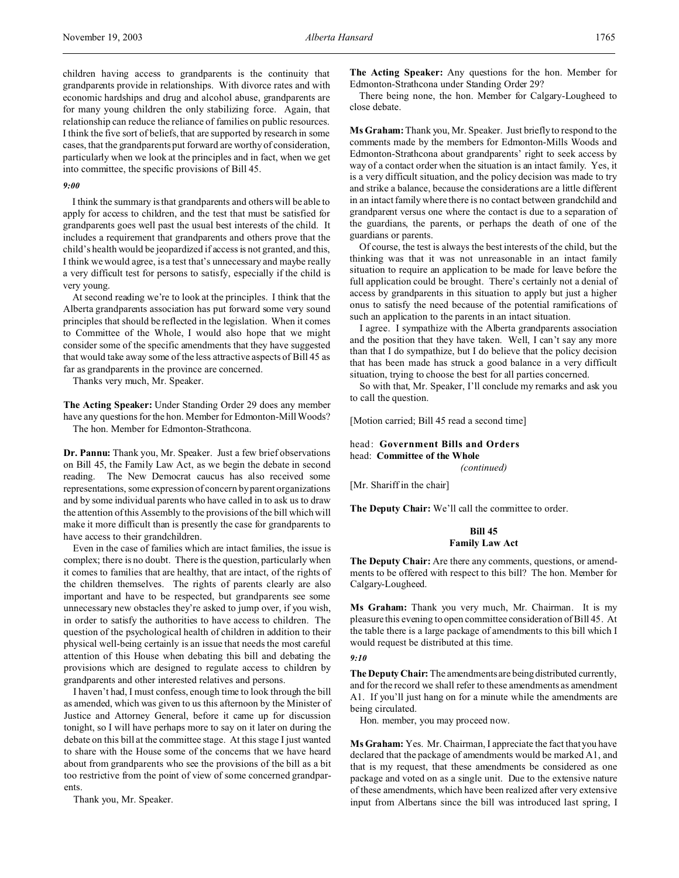children having access to grandparents is the continuity that grandparents provide in relationships. With divorce rates and with economic hardships and drug and alcohol abuse, grandparents are for many young children the only stabilizing force. Again, that relationship can reduce the reliance of families on public resources. I think the five sort of beliefs, that are supported by research in some cases, that the grandparents put forward are worthy of consideration, particularly when we look at the principles and in fact, when we get into committee, the specific provisions of Bill 45.

*9:00*

I think the summary is that grandparents and others will be able to apply for access to children, and the test that must be satisfied for grandparents goes well past the usual best interests of the child. It includes a requirement that grandparents and others prove that the child's health would be jeopardized if access is not granted, and this, I think we would agree, is a test that's unnecessary and maybe really a very difficult test for persons to satisfy, especially if the child is very young.

At second reading we're to look at the principles. I think that the Alberta grandparents association has put forward some very sound principles that should be reflected in the legislation. When it comes to Committee of the Whole, I would also hope that we might consider some of the specific amendments that they have suggested that would take away some of the less attractive aspects of Bill 45 as far as grandparents in the province are concerned.

Thanks very much, Mr. Speaker.

**The Acting Speaker:** Under Standing Order 29 does any member have any questions for the hon. Member for Edmonton-Mill Woods?

The hon. Member for Edmonton-Strathcona.

**Dr. Pannu:** Thank you, Mr. Speaker. Just a few brief observations on Bill 45, the Family Law Act, as we begin the debate in second reading. The New Democrat caucus has also received some representations, some expression of concern by parent organizations and by some individual parents who have called in to ask us to draw the attention of this Assembly to the provisions of the bill which will make it more difficult than is presently the case for grandparents to have access to their grandchildren.

Even in the case of families which are intact families, the issue is complex; there is no doubt. There is the question, particularly when it comes to families that are healthy, that are intact, of the rights of the children themselves. The rights of parents clearly are also important and have to be respected, but grandparents see some unnecessary new obstacles they're asked to jump over, if you wish, in order to satisfy the authorities to have access to children. The question of the psychological health of children in addition to their physical well-being certainly is an issue that needs the most careful attention of this House when debating this bill and debating the provisions which are designed to regulate access to children by grandparents and other interested relatives and persons.

I haven't had, I must confess, enough time to look through the bill as amended, which was given to us this afternoon by the Minister of Justice and Attorney General, before it came up for discussion tonight, so I will have perhaps more to say on it later on during the debate on this bill at the committee stage. At this stage I just wanted to share with the House some of the concerns that we have heard about from grandparents who see the provisions of the bill as a bit too restrictive from the point of view of some concerned grandparents.

Thank you, Mr. Speaker.

**The Acting Speaker:** Any questions for the hon. Member for Edmonton-Strathcona under Standing Order 29?

There being none, the hon. Member for Calgary-Lougheed to close debate.

**Ms Graham:** Thank you, Mr. Speaker. Just briefly to respond to the comments made by the members for Edmonton-Mills Woods and Edmonton-Strathcona about grandparents' right to seek access by way of a contact order when the situation is an intact family. Yes, it is a very difficult situation, and the policy decision was made to try and strike a balance, because the considerations are a little different in an intact family where there is no contact between grandchild and grandparent versus one where the contact is due to a separation of the guardians, the parents, or perhaps the death of one of the guardians or parents.

Of course, the test is always the best interests of the child, but the thinking was that it was not unreasonable in an intact family situation to require an application to be made for leave before the full application could be brought. There's certainly not a denial of access by grandparents in this situation to apply but just a higher onus to satisfy the need because of the potential ramifications of such an application to the parents in an intact situation.

I agree. I sympathize with the Alberta grandparents association and the position that they have taken. Well, I can't say any more than that I do sympathize, but I do believe that the policy decision that has been made has struck a good balance in a very difficult situation, trying to choose the best for all parties concerned.

So with that, Mr. Speaker, I'll conclude my remarks and ask you to call the question.

[Motion carried; Bill 45 read a second time]

head: **Government Bills and Orders**
head: **Committee of the Whole**
*(continued)*

[Mr. Shariff in the chair]

**The Deputy Chair:** We'll call the committee to order.

## Bill 45
## Family Law Act

**The Deputy Chair:** Are there any comments, questions, or amendments to be offered with respect to this bill? The hon. Member for Calgary-Lougheed.

**Ms Graham:** Thank you very much, Mr. Chairman. It is my pleasure this evening to open committee consideration of Bill 45. At the table there is a large package of amendments to this bill which I would request be distributed at this time.

*9:10*

**The Deputy Chair:** The amendments are being distributed currently, and for the record we shall refer to these amendments as amendment A1. If you'll just hang on for a minute while the amendments are being circulated.

Hon. member, you may proceed now.

**Ms Graham:** Yes. Mr. Chairman, I appreciate the fact that you have declared that the package of amendments would be marked A1, and that is my request, that these amendments be considered as one package and voted on as a single unit. Due to the extensive nature of these amendments, which have been realized after very extensive input from Albertans since the bill was introduced last spring, I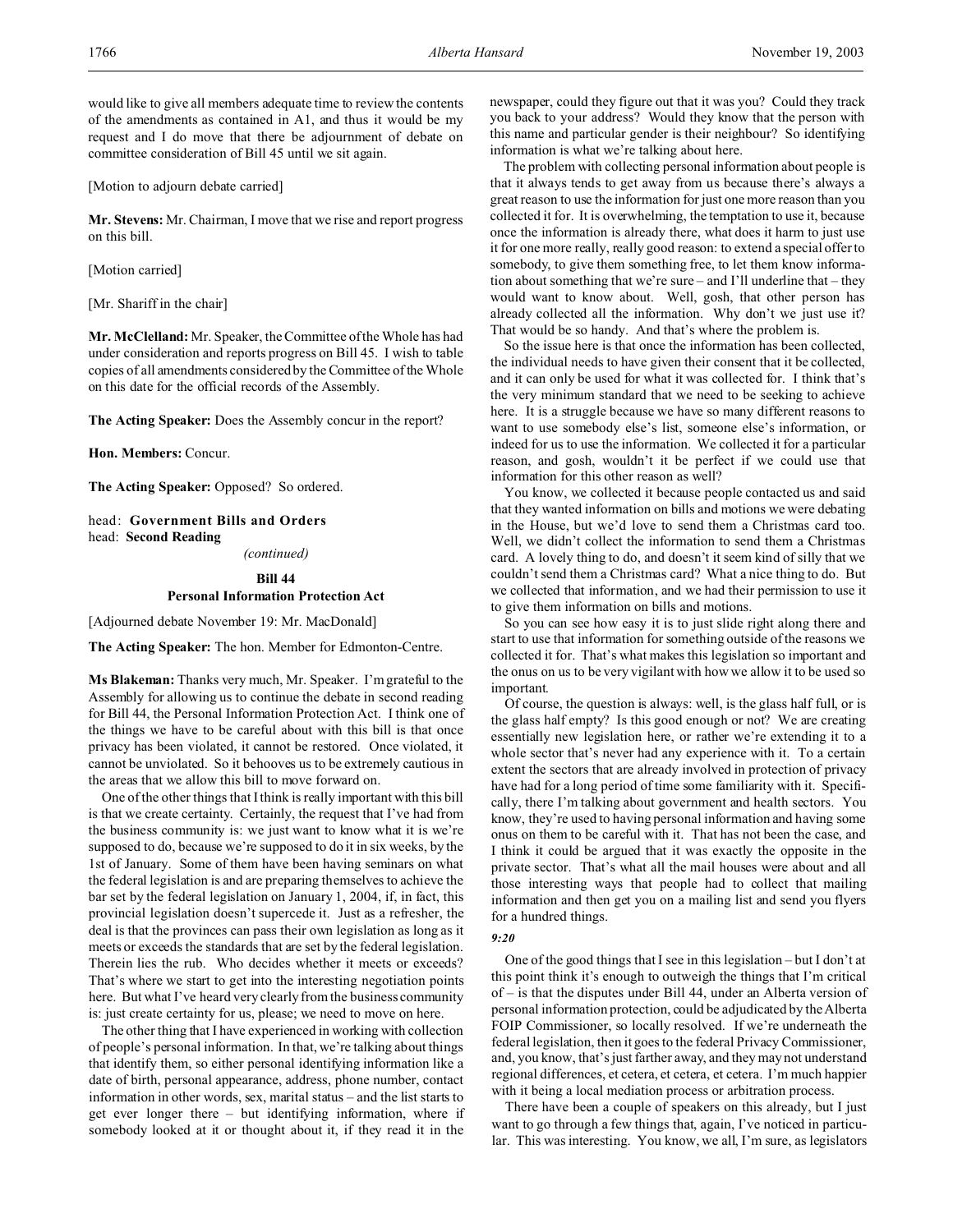would like to give all members adequate time to review the contents of the amendments as contained in A1, and thus it would be my request and I do move that there be adjournment of debate on committee consideration of Bill 45 until we sit again.

[Motion to adjourn debate carried]

**Mr. Stevens:** Mr. Chairman, I move that we rise and report progress on this bill.

[Motion carried]

[Mr. Shariff in the chair]

**Mr. McClelland:** Mr. Speaker, the Committee of the Whole has had under consideration and reports progress on Bill 45. I wish to table copies of all amendments considered by the Committee of the Whole on this date for the official records of the Assembly.

**The Acting Speaker:** Does the Assembly concur in the report?

**Hon. Members:** Concur.

**The Acting Speaker:** Opposed? So ordered.

head: **Government Bills and Orders**
head: **Second Reading**

*(continued)*

**Bill 44**
**Personal Information Protection Act**

[Adjourned debate November 19: Mr. MacDonald]

**The Acting Speaker:** The hon. Member for Edmonton-Centre.

**Ms Blakeman:** Thanks very much, Mr. Speaker. I'm grateful to the Assembly for allowing us to continue the debate in second reading for Bill 44, the Personal Information Protection Act. I think one of the things we have to be careful about with this bill is that once privacy has been violated, it cannot be restored. Once violated, it cannot be unviolated. So it behooves us to be extremely cautious in the areas that we allow this bill to move forward on.

One of the other things that I think is really important with this bill is that we create certainty. Certainly, the request that I've had from the business community is: we just want to know what it is we're supposed to do, because we're supposed to do it in six weeks, by the 1st of January. Some of them have been having seminars on what the federal legislation is and are preparing themselves to achieve the bar set by the federal legislation on January 1, 2004, if, in fact, this provincial legislation doesn't supercede it. Just as a refresher, the deal is that the provinces can pass their own legislation as long as it meets or exceeds the standards that are set by the federal legislation. Therein lies the rub. Who decides whether it meets or exceeds? That's where we start to get into the interesting negotiation points here. But what I've heard very clearly from the business community is: just create certainty for us, please; we need to move on here.

The other thing that I have experienced in working with collection of people's personal information. In that, we're talking about things that identify them, so either personal identifying information like a date of birth, personal appearance, address, phone number, contact information in other words, sex, marital status – and the list starts to get ever longer there – but identifying information, where if somebody looked at it or thought about it, if they read it in the newspaper, could they figure out that it was you? Could they track you back to your address? Would they know that the person with this name and particular gender is their neighbour? So identifying information is what we're talking about here.

The problem with collecting personal information about people is that it always tends to get away from us because there's always a great reason to use the information for just one more reason than you collected it for. It is overwhelming, the temptation to use it, because once the information is already there, what does it harm to just use it for one more really, really good reason: to extend a special offer to somebody, to give them something free, to let them know information about something that we're sure – and I'll underline that – they would want to know about. Well, gosh, that other person has already collected all the information. Why don't we just use it? That would be so handy. And that's where the problem is.

So the issue here is that once the information has been collected, the individual needs to have given their consent that it be collected, and it can only be used for what it was collected for. I think that's the very minimum standard that we need to be seeking to achieve here. It is a struggle because we have so many different reasons to want to use somebody else's list, someone else's information, or indeed for us to use the information. We collected it for a particular reason, and gosh, wouldn't it be perfect if we could use that information for this other reason as well?

You know, we collected it because people contacted us and said that they wanted information on bills and motions we were debating in the House, but we'd love to send them a Christmas card too. Well, we didn't collect the information to send them a Christmas card. A lovely thing to do, and doesn't it seem kind of silly that we couldn't send them a Christmas card? What a nice thing to do. But we collected that information, and we had their permission to use it to give them information on bills and motions.

So you can see how easy it is to just slide right along there and start to use that information for something outside of the reasons we collected it for. That's what makes this legislation so important and the onus on us to be very vigilant with how we allow it to be used so important.

Of course, the question is always: well, is the glass half full, or is the glass half empty? Is this good enough or not? We are creating essentially new legislation here, or rather we're extending it to a whole sector that's never had any experience with it. To a certain extent the sectors that are already involved in protection of privacy have had for a long period of time some familiarity with it. Specifically, there I'm talking about government and health sectors. You know, they're used to having personal information and having some onus on them to be careful with it. That has not been the case, and I think it could be argued that it was exactly the opposite in the private sector. That's what all the mail houses were about and all those interesting ways that people had to collect that mailing information and then get you on a mailing list and send you flyers for a hundred things.

*9:20*

One of the good things that I see in this legislation – but I don't at this point think it's enough to outweigh the things that I'm critical of – is that the disputes under Bill 44, under an Alberta version of personal information protection, could be adjudicated by the Alberta FOIP Commissioner, so locally resolved. If we're underneath the federal legislation, then it goes to the federal Privacy Commissioner, and, you know, that's just farther away, and they may not understand regional differences, et cetera, et cetera, et cetera. I'm much happier with it being a local mediation process or arbitration process.

There have been a couple of speakers on this already, but I just want to go through a few things that, again, I've noticed in particular. This was interesting. You know, we all, I'm sure, as legislators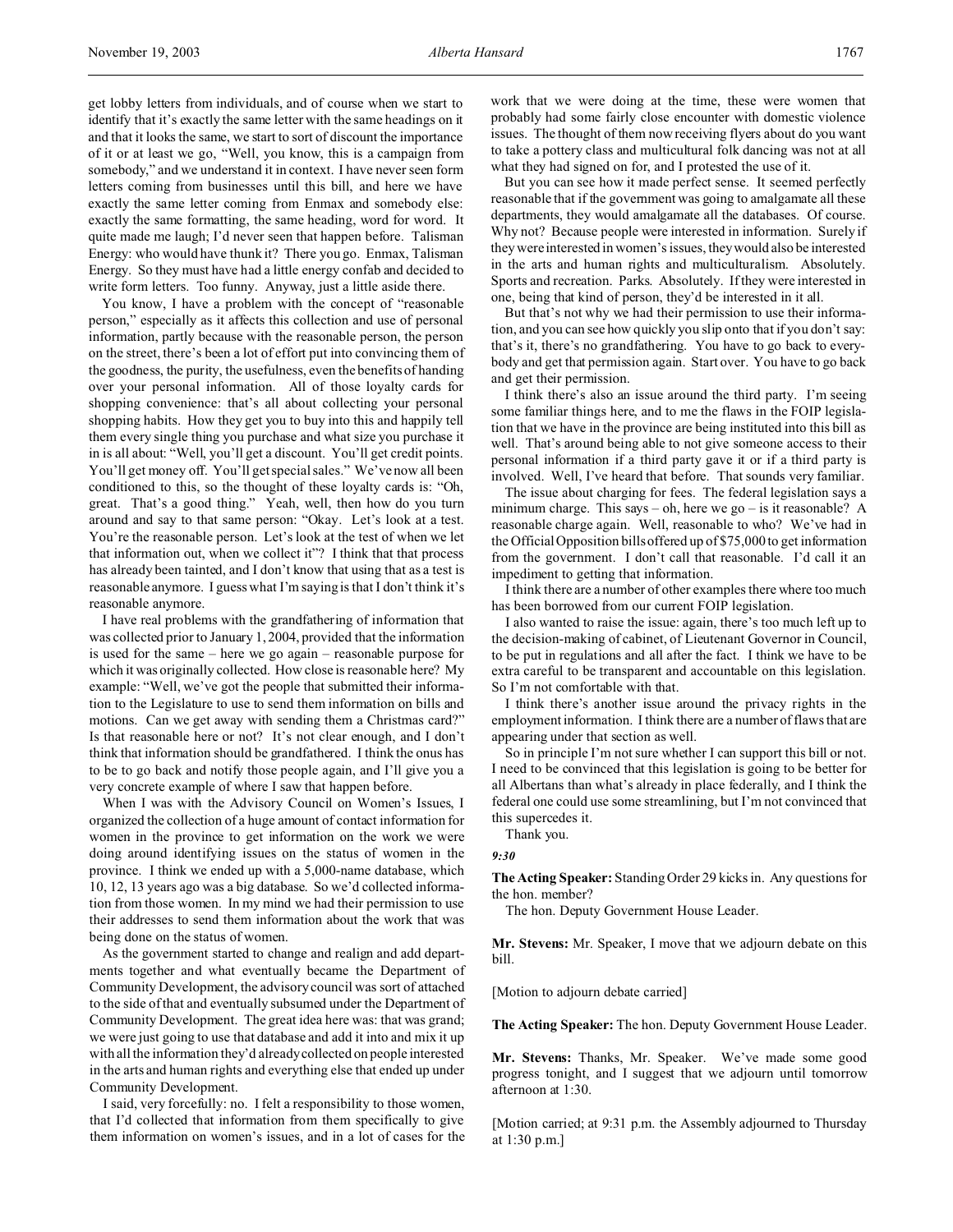get lobby letters from individuals, and of course when we start to identify that it's exactly the same letter with the same headings on it and that it looks the same, we start to sort of discount the importance of it or at least we go, "Well, you know, this is a campaign from somebody," and we understand it in context. I have never seen form letters coming from businesses until this bill, and here we have exactly the same letter coming from Enmax and somebody else: exactly the same formatting, the same heading, word for word. It quite made me laugh; I'd never seen that happen before. Talisman Energy: who would have thunk it? There you go. Enmax, Talisman Energy. So they must have had a little energy confab and decided to write form letters. Too funny. Anyway, just a little aside there.

You know, I have a problem with the concept of "reasonable person," especially as it affects this collection and use of personal information, partly because with the reasonable person, the person on the street, there's been a lot of effort put into convincing them of the goodness, the purity, the usefulness, even the benefits of handing over your personal information. All of those loyalty cards for shopping convenience: that's all about collecting your personal shopping habits. How they get you to buy into this and happily tell them every single thing you purchase and what size you purchase it in is all about: "Well, you'll get a discount. You'll get credit points. You'll get money off. You'll get special sales." We've now all been conditioned to this, so the thought of these loyalty cards is: "Oh, great. That's a good thing." Yeah, well, then how do you turn around and say to that same person: "Okay. Let's look at a test. You're the reasonable person. Let's look at the test of when we let that information out, when we collect it"? I think that that process has already been tainted, and I don't know that using that as a test is reasonable anymore. I guess what I'm saying is that I don't think it's reasonable anymore.

I have real problems with the grandfathering of information that was collected prior to January 1, 2004, provided that the information is used for the same – here we go again – reasonable purpose for which it was originally collected. How close is reasonable here? My example: "Well, we've got the people that submitted their information to the Legislature to use to send them information on bills and motions. Can we get away with sending them a Christmas card?" Is that reasonable here or not? It's not clear enough, and I don't think that information should be grandfathered. I think the onus has to be to go back and notify those people again, and I'll give you a very concrete example of where I saw that happen before.

When I was with the Advisory Council on Women's Issues, I organized the collection of a huge amount of contact information for women in the province to get information on the work we were doing around identifying issues on the status of women in the province. I think we ended up with a 5,000-name database, which 10, 12, 13 years ago was a big database. So we'd collected information from those women. In my mind we had their permission to use their addresses to send them information about the work that was being done on the status of women.

As the government started to change and realign and add departments together and what eventually became the Department of Community Development, the advisory council was sort of attached to the side of that and eventually subsumed under the Department of Community Development. The great idea here was: that was grand; we were just going to use that database and add it into and mix it up with all the information they'd already collected on people interested in the arts and human rights and everything else that ended up under Community Development.

I said, very forcefully: no. I felt a responsibility to those women, that I'd collected that information from them specifically to give them information on women's issues, and in a lot of cases for the work that we were doing at the time, these were women that probably had some fairly close encounter with domestic violence issues. The thought of them now receiving flyers about do you want to take a pottery class and multicultural folk dancing was not at all what they had signed on for, and I protested the use of it.

But you can see how it made perfect sense. It seemed perfectly reasonable that if the government was going to amalgamate all these departments, they would amalgamate all the databases. Of course. Why not? Because people were interested in information. Surely if they were interested in women's issues, they would also be interested in the arts and human rights and multiculturalism. Absolutely. Sports and recreation. Parks. Absolutely. If they were interested in one, being that kind of person, they'd be interested in it all.

But that's not why we had their permission to use their information, and you can see how quickly you slip onto that if you don't say: that's it, there's no grandfathering. You have to go back to everybody and get that permission again. Start over. You have to go back and get their permission.

I think there's also an issue around the third party. I'm seeing some familiar things here, and to me the flaws in the FOIP legislation that we have in the province are being instituted into this bill as well. That's around being able to not give someone access to their personal information if a third party gave it or if a third party is involved. Well, I've heard that before. That sounds very familiar.

The issue about charging for fees. The federal legislation says a minimum charge. This says – oh, here we go – is it reasonable? A reasonable charge again. Well, reasonable to who? We've had in the Official Opposition bills offered up of $75,000 to get information from the government. I don't call that reasonable. I'd call it an impediment to getting that information.

I think there are a number of other examples there where too much has been borrowed from our current FOIP legislation.

I also wanted to raise the issue: again, there's too much left up to the decision-making of cabinet, of Lieutenant Governor in Council, to be put in regulations and all after the fact. I think we have to be extra careful to be transparent and accountable on this legislation. So I'm not comfortable with that.

I think there's another issue around the privacy rights in the employment information. I think there are a number of flaws that are appearing under that section as well.

So in principle I'm not sure whether I can support this bill or not. I need to be convinced that this legislation is going to be better for all Albertans than what's already in place federally, and I think the federal one could use some streamlining, but I'm not convinced that this supercedes it.

Thank you.

*9:30*

**The Acting Speaker:** Standing Order 29 kicks in. Any questions for the hon. member?

The hon. Deputy Government House Leader.

**Mr. Stevens:** Mr. Speaker, I move that we adjourn debate on this bill.

[Motion to adjourn debate carried]

**The Acting Speaker:** The hon. Deputy Government House Leader.

**Mr. Stevens:** Thanks, Mr. Speaker. We've made some good progress tonight, and I suggest that we adjourn until tomorrow afternoon at 1:30.

[Motion carried; at 9:31 p.m. the Assembly adjourned to Thursday at 1:30 p.m.]